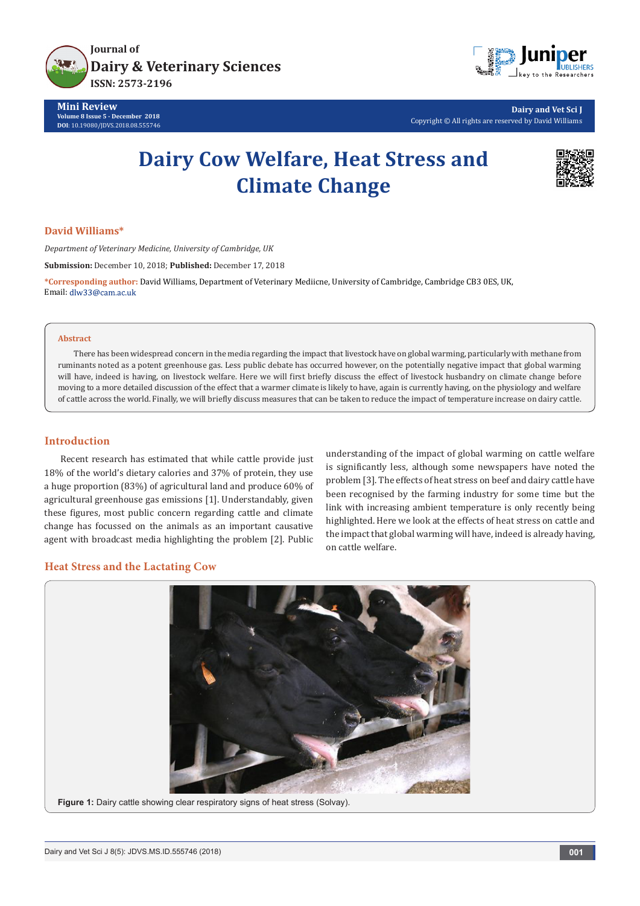# Dairy Cow Welfare, Heat Stress and Climate Change

**David Williams***

*Department of Veterinary Medicine, University of Cambridge, UK*

**Submission:** December 10, 2018; **Published:** December 17, 2018

***Corresponding author:** David Williams, Department of Veterinary Mediicne, University of Cambridge, Cambridge CB3 0ES, UK, Email: dlw33@cam.ac.uk

## Abstract

There has been widespread concern in the media regarding the impact that livestock have on global warming, particularly with methane from ruminants noted as a potent greenhouse gas. Less public debate has occurred however, on the potentially negative impact that global warming will have, indeed is having, on livestock welfare. Here we will first briefly discuss the effect of livestock husbandry on climate change before moving to a more detailed discussion of the effect that a warmer climate is likely to have, again is currently having, on the physiology and welfare of cattle across the world. Finally, we will briefly discuss measures that can be taken to reduce the impact of temperature increase on dairy cattle.

## Introduction

Recent research has estimated that while cattle provide just 18% of the world's dietary calories and 37% of protein, they use a huge proportion (83%) of agricultural land and produce 60% of agricultural greenhouse gas emissions [1]. Understandably, given these figures, most public concern regarding cattle and climate change has focussed on the animals as an important causative agent with broadcast media highlighting the problem [2]. Public understanding of the impact of global warming on cattle welfare is significantly less, although some newspapers have noted the problem [3]. The effects of heat stress on beef and dairy cattle have been recognised by the farming industry for some time but the link with increasing ambient temperature is only recently being highlighted. Here we look at the effects of heat stress on cattle and the impact that global warming will have, indeed is already having, on cattle welfare.

## Heat Stress and the Lactating Cow

**Figure 1:** Dairy cattle showing clear respiratory signs of heat stress (Solvay).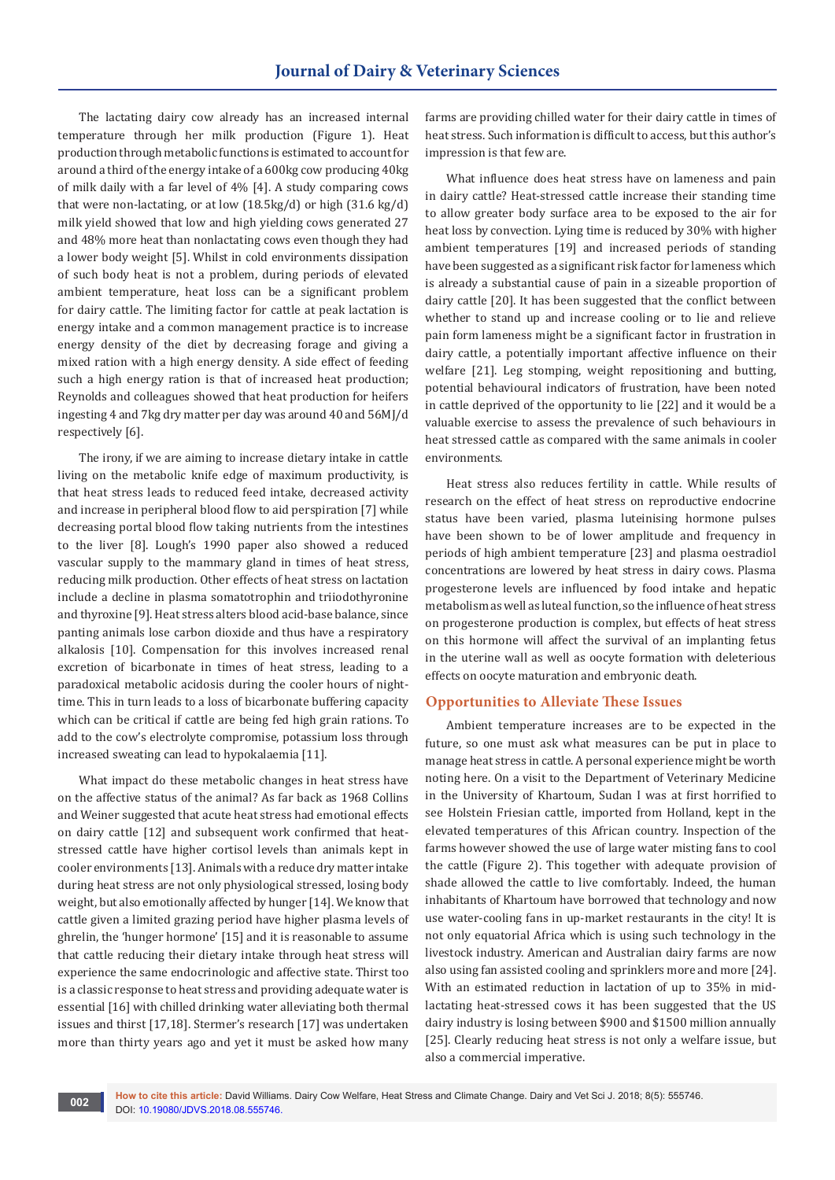The lactating dairy cow already has an increased internal temperature through her milk production (Figure 1). Heat production through metabolic functions is estimated to account for around a third of the energy intake of a 600kg cow producing 40kg of milk daily with a far level of 4% [4]. A study comparing cows that were non-lactating, or at low (18.5kg/d) or high (31.6 kg/d) milk yield showed that low and high yielding cows generated 27 and 48% more heat than nonlactating cows even though they had a lower body weight [5]. Whilst in cold environments dissipation of such body heat is not a problem, during periods of elevated ambient temperature, heat loss can be a significant problem for dairy cattle. The limiting factor for cattle at peak lactation is energy intake and a common management practice is to increase energy density of the diet by decreasing forage and giving a mixed ration with a high energy density. A side effect of feeding such a high energy ration is that of increased heat production; Reynolds and colleagues showed that heat production for heifers ingesting 4 and 7kg dry matter per day was around 40 and 56MJ/d respectively [6].

The irony, if we are aiming to increase dietary intake in cattle living on the metabolic knife edge of maximum productivity, is that heat stress leads to reduced feed intake, decreased activity and increase in peripheral blood flow to aid perspiration [7] while decreasing portal blood flow taking nutrients from the intestines to the liver [8]. Lough's 1990 paper also showed a reduced vascular supply to the mammary gland in times of heat stress, reducing milk production. Other effects of heat stress on lactation include a decline in plasma somatotrophin and triiodothyronine and thyroxine [9]. Heat stress alters blood acid-base balance, since panting animals lose carbon dioxide and thus have a respiratory alkalosis [10]. Compensation for this involves increased renal excretion of bicarbonate in times of heat stress, leading to a paradoxical metabolic acidosis during the cooler hours of night-time. This in turn leads to a loss of bicarbonate buffering capacity which can be critical if cattle are being fed high grain rations. To add to the cow's electrolyte compromise, potassium loss through increased sweating can lead to hypokalaemia [11].

What impact do these metabolic changes in heat stress have on the affective status of the animal? As far back as 1968 Collins and Weiner suggested that acute heat stress had emotional effects on dairy cattle [12] and subsequent work confirmed that heat-stressed cattle have higher cortisol levels than animals kept in cooler environments [13]. Animals with a reduce dry matter intake during heat stress are not only physiologically stressed, losing body weight, but also emotionally affected by hunger [14]. We know that cattle given a limited grazing period have higher plasma levels of ghrelin, the 'hunger hormone' [15] and it is reasonable to assume that cattle reducing their dietary intake through heat stress will experience the same endocrinologic and affective state. Thirst too is a classic response to heat stress and providing adequate water is essential [16] with chilled drinking water alleviating both thermal issues and thirst [17,18]. Stermer's research [17] was undertaken more than thirty years ago and yet it must be asked how many farms are providing chilled water for their dairy cattle in times of heat stress. Such information is difficult to access, but this author's impression is that few are.

What influence does heat stress have on lameness and pain in dairy cattle? Heat-stressed cattle increase their standing time to allow greater body surface area to be exposed to the air for heat loss by convection. Lying time is reduced by 30% with higher ambient temperatures [19] and increased periods of standing have been suggested as a significant risk factor for lameness which is already a substantial cause of pain in a sizeable proportion of dairy cattle [20]. It has been suggested that the conflict between whether to stand up and increase cooling or to lie and relieve pain form lameness might be a significant factor in frustration in dairy cattle, a potentially important affective influence on their welfare [21]. Leg stomping, weight repositioning and butting, potential behavioural indicators of frustration, have been noted in cattle deprived of the opportunity to lie [22] and it would be a valuable exercise to assess the prevalence of such behaviours in heat stressed cattle as compared with the same animals in cooler environments.

Heat stress also reduces fertility in cattle. While results of research on the effect of heat stress on reproductive endocrine status have been varied, plasma luteinising hormone pulses have been shown to be of lower amplitude and frequency in periods of high ambient temperature [23] and plasma oestradiol concentrations are lowered by heat stress in dairy cows. Plasma progesterone levels are influenced by food intake and hepatic metabolism as well as luteal function, so the influence of heat stress on progesterone production is complex, but effects of heat stress on this hormone will affect the survival of an implanting fetus in the uterine wall as well as oocyte formation with deleterious effects on oocyte maturation and embryonic death.

## Opportunities to Alleviate These Issues

Ambient temperature increases are to be expected in the future, so one must ask what measures can be put in place to manage heat stress in cattle. A personal experience might be worth noting here. On a visit to the Department of Veterinary Medicine in the University of Khartoum, Sudan I was at first horrified to see Holstein Friesian cattle, imported from Holland, kept in the elevated temperatures of this African country. Inspection of the farms however showed the use of large water misting fans to cool the cattle (Figure 2). This together with adequate provision of shade allowed the cattle to live comfortably. Indeed, the human inhabitants of Khartoum have borrowed that technology and now use water-cooling fans in up-market restaurants in the city! It is not only equatorial Africa which is using such technology in the livestock industry. American and Australian dairy farms are now also using fan assisted cooling and sprinklers more and more [24]. With an estimated reduction in lactation of up to 35% in mid-lactating heat-stressed cows it has been suggested that the US dairy industry is losing between $900 and $1500 million annually [25]. Clearly reducing heat stress is not only a welfare issue, but also a commercial imperative.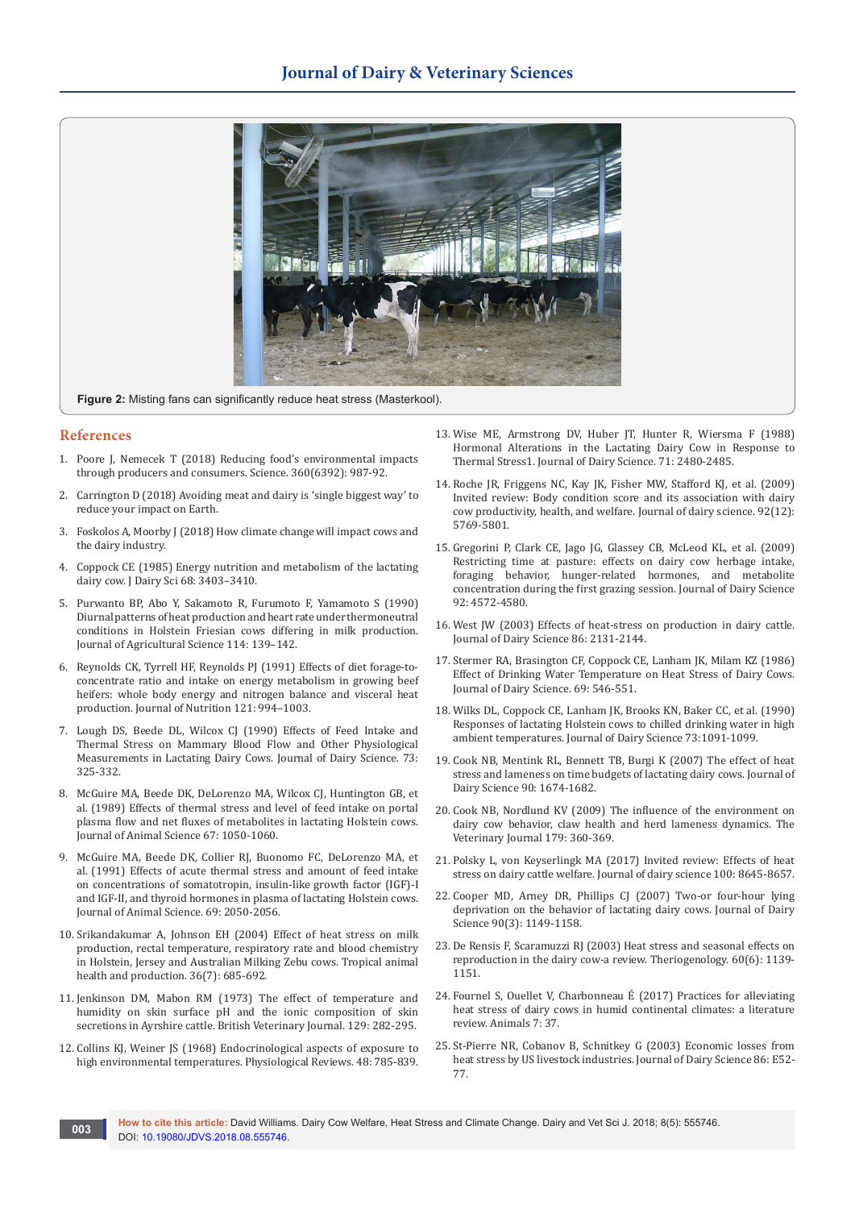**Figure 2:** Misting fans can significantly reduce heat stress (Masterkool).

## References

1. Poore J, Nemecek T (2018) Reducing food's environmental impacts through producers and consumers. Science. 360(6392): 987-92.
2. Carrington D (2018) Avoiding meat and dairy is 'single biggest way' to reduce your impact on Earth.
3. Foskolos A, Moorby J (2018) How climate change will impact cows and the dairy industry.
4. Coppock CE (1985) Energy nutrition and metabolism of the lactating dairy cow. J Dairy Sci 68: 3403–3410.
5. Purwanto BP, Abo Y, Sakamoto R, Furumoto F, Yamamoto S (1990) Diurnal patterns of heat production and heart rate under thermoneutral conditions in Holstein Friesian cows differing in milk production. Journal of Agricultural Science 114: 139–142.
6. Reynolds CK, Tyrrell HF, Reynolds PJ (1991) Effects of diet forage-to-concentrate ratio and intake on energy metabolism in growing beef heifers: whole body energy and nitrogen balance and visceral heat production. Journal of Nutrition 121: 994–1003.
7. Lough DS, Beede DL, Wilcox CJ (1990) Effects of Feed Intake and Thermal Stress on Mammary Blood Flow and Other Physiological Measurements in Lactating Dairy Cows. Journal of Dairy Science. 73: 325-332.
8. McGuire MA, Beede DK, DeLorenzo MA, Wilcox CJ, Huntington GB, et al. (1989) Effects of thermal stress and level of feed intake on portal plasma flow and net fluxes of metabolites in lactating Holstein cows. Journal of Animal Science 67: 1050-1060.
9. McGuire MA, Beede DK, Collier RJ, Buonomo FC, DeLorenzo MA, et al. (1991) Effects of acute thermal stress and amount of feed intake on concentrations of somatotropin, insulin-like growth factor (IGF)-I and IGF-II, and thyroid hormones in plasma of lactating Holstein cows. Journal of Animal Science. 69: 2050-2056.
10. Srikandakumar A, Johnson EH (2004) Effect of heat stress on milk production, rectal temperature, respiratory rate and blood chemistry in Holstein, Jersey and Australian Milking Zebu cows. Tropical animal health and production. 36(7): 685-692.
11. Jenkinson DM, Mabon RM (1973) The effect of temperature and humidity on skin surface pH and the ionic composition of skin secretions in Ayrshire cattle. British Veterinary Journal. 129: 282-295.
12. Collins KJ, Weiner JS (1968) Endocrinological aspects of exposure to high environmental temperatures. Physiological Reviews. 48: 785-839.
13. Wise ME, Armstrong DV, Huber JT, Hunter R, Wiersma F (1988) Hormonal Alterations in the Lactating Dairy Cow in Response to Thermal Stress1. Journal of Dairy Science. 71: 2480-2485.
14. Roche JR, Friggens NC, Kay JK, Fisher MW, Stafford KJ, et al. (2009) Invited review: Body condition score and its association with dairy cow productivity, health, and welfare. Journal of dairy science. 92(12): 5769-5801.
15. Gregorini P, Clark CE, Jago JG, Glassey CB, McLeod KL, et al. (2009) Restricting time at pasture: effects on dairy cow herbage intake, foraging behavior, hunger-related hormones, and metabolite concentration during the first grazing session. Journal of Dairy Science 92: 4572-4580.
16. West JW (2003) Effects of heat-stress on production in dairy cattle. Journal of Dairy Science 86: 2131-2144.
17. Stermer RA, Brasington CF, Coppock CE, Lanham JK, Milam KZ (1986) Effect of Drinking Water Temperature on Heat Stress of Dairy Cows. Journal of Dairy Science. 69: 546-551.
18. Wilks DL, Coppock CE, Lanham JK, Brooks KN, Baker CC, et al. (1990) Responses of lactating Holstein cows to chilled drinking water in high ambient temperatures. Journal of Dairy Science 73:1091-1099.
19. Cook NB, Mentink RL, Bennett TB, Burgi K (2007) The effect of heat stress and lameness on time budgets of lactating dairy cows. Journal of Dairy Science 90: 1674-1682.
20. Cook NB, Nordlund KV (2009) The influence of the environment on dairy cow behavior, claw health and herd lameness dynamics. The Veterinary Journal 179: 360-369.
21. Polsky L, von Keyserlingk MA (2017) Invited review: Effects of heat stress on dairy cattle welfare. Journal of dairy science 100: 8645-8657.
22. Cooper MD, Arney DR, Phillips CJ (2007) Two-or four-hour lying deprivation on the behavior of lactating dairy cows. Journal of Dairy Science 90(3): 1149-1158.
23. De Rensis F, Scaramuzzi RJ (2003) Heat stress and seasonal effects on reproduction in the dairy cow-a review. Theriogenology. 60(6): 1139-1151.
24. Fournel S, Ouellet V, Charbonneau É (2017) Practices for alleviating heat stress of dairy cows in humid continental climates: a literature review. Animals 7: 37.
25. St-Pierre NR, Cobanov B, Schnitkey G (2003) Economic losses from heat stress by US livestock industries. Journal of Dairy Science 86: E52-77.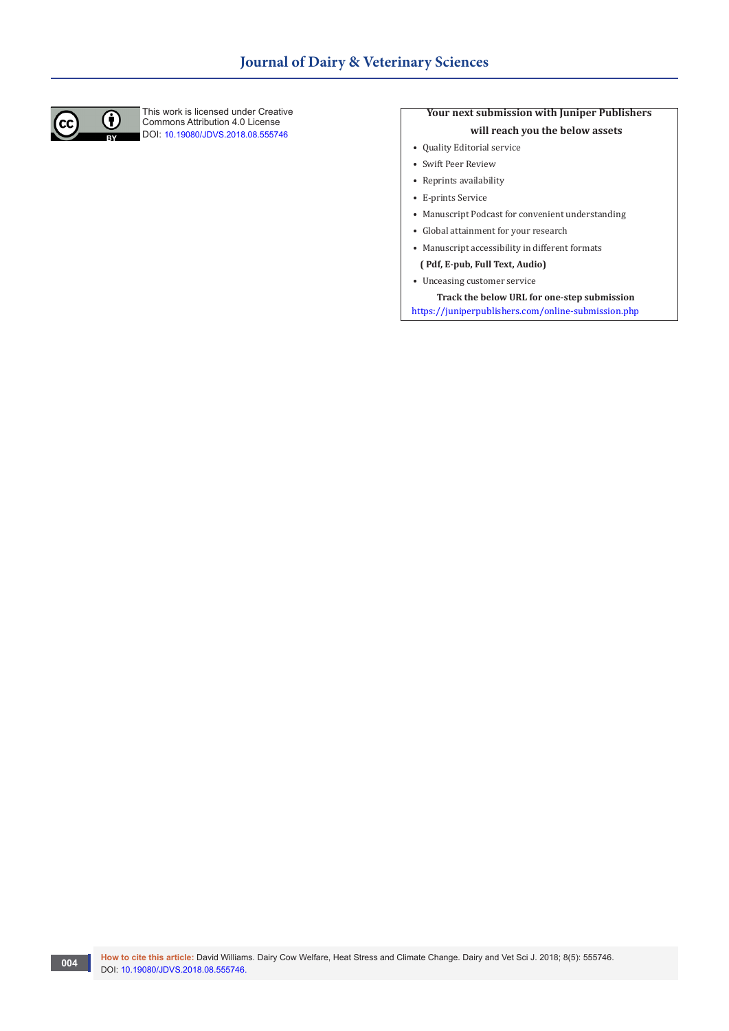This work is licensed under Creative Commons Attribution 4.0 License
DOI: 10.19080/JDVS.2018.08.555746

**Your next submission with Juniper Publishers will reach you the below assets**

- Quality Editorial service
- Swift Peer Review
- Reprints availability
- E-prints Service
- Manuscript Podcast for convenient understanding
- Global attainment for your research
- Manuscript accessibility in different formats

**( Pdf, E-pub, Full Text, Audio)**

- Unceasing customer service

**Track the below URL for one-step submission**
https://juniperpublishers.com/online-submission.php

**How to cite this article:** David Williams. Dairy Cow Welfare, Heat Stress and Climate Change. Dairy and Vet Sci J. 2018; 8(5): 555746. DOI: 10.19080/JDVS.2018.08.555746.